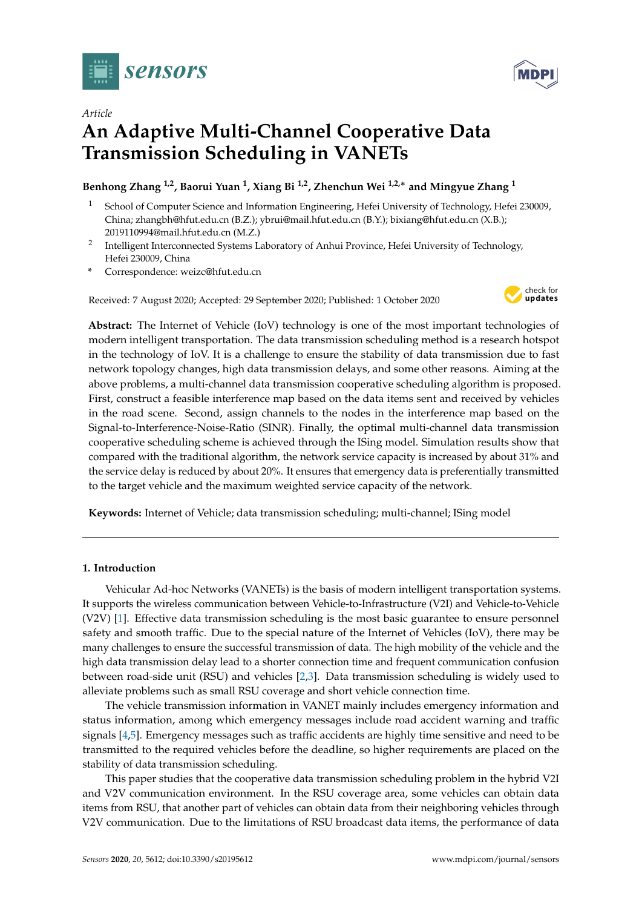*Article*

# An Adaptive Multi-Channel Cooperative Data Transmission Scheduling in VANETs

**Benhong Zhang [1,2], Baorui Yuan [1], Xiang Bi [1,2], Zhenchun Wei [1,2,*] and Mingyue Zhang [1]**

[1] School of Computer Science and Information Engineering, Hefei University of Technology, Hefei 230009, China; zhangbh@hfut.edu.cn (B.Z.); ybrui@mail.hfut.edu.cn (B.Y.); bixiang@hfut.edu.cn (X.B.); 2019110994@mail.hfut.edu.cn (M.Z.)

[2] Intelligent Interconnected Systems Laboratory of Anhui Province, Hefei University of Technology, Hefei 230009, China

* Correspondence: weizc@hfut.edu.cn

Received: 7 August 2020; Accepted: 29 September 2020; Published: 1 October 2020

**Abstract:** The Internet of Vehicle (IoV) technology is one of the most important technologies of modern intelligent transportation. The data transmission scheduling method is a research hotspot in the technology of IoV. It is a challenge to ensure the stability of data transmission due to fast network topology changes, high data transmission delays, and some other reasons. Aiming at the above problems, a multi-channel data transmission cooperative scheduling algorithm is proposed. First, construct a feasible interference map based on the data items sent and received by vehicles in the road scene. Second, assign channels to the nodes in the interference map based on the Signal-to-Interference-Noise-Ratio (SINR). Finally, the optimal multi-channel data transmission cooperative scheduling scheme is achieved through the ISing model. Simulation results show that compared with the traditional algorithm, the network service capacity is increased by about 31% and the service delay is reduced by about 20%. It ensures that emergency data is preferentially transmitted to the target vehicle and the maximum weighted service capacity of the network.

**Keywords:** Internet of Vehicle; data transmission scheduling; multi-channel; ISing model

## 1. Introduction

Vehicular Ad-hoc Networks (VANETs) is the basis of modern intelligent transportation systems. It supports the wireless communication between Vehicle-to-Infrastructure (V2I) and Vehicle-to-Vehicle (V2V) [1]. Effective data transmission scheduling is the most basic guarantee to ensure personnel safety and smooth traffic. Due to the special nature of the Internet of Vehicles (IoV), there may be many challenges to ensure the successful transmission of data. The high mobility of the vehicle and the high data transmission delay lead to a shorter connection time and frequent communication confusion between road-side unit (RSU) and vehicles [2,3]. Data transmission scheduling is widely used to alleviate problems such as small RSU coverage and short vehicle connection time.

The vehicle transmission information in VANET mainly includes emergency information and status information, among which emergency messages include road accident warning and traffic signals [4,5]. Emergency messages such as traffic accidents are highly time sensitive and need to be transmitted to the required vehicles before the deadline, so higher requirements are placed on the stability of data transmission scheduling.

This paper studies that the cooperative data transmission scheduling problem in the hybrid V2I and V2V communication environment. In the RSU coverage area, some vehicles can obtain data items from RSU, that another part of vehicles can obtain data from their neighboring vehicles through V2V communication. Due to the limitations of RSU broadcast data items, the performance of data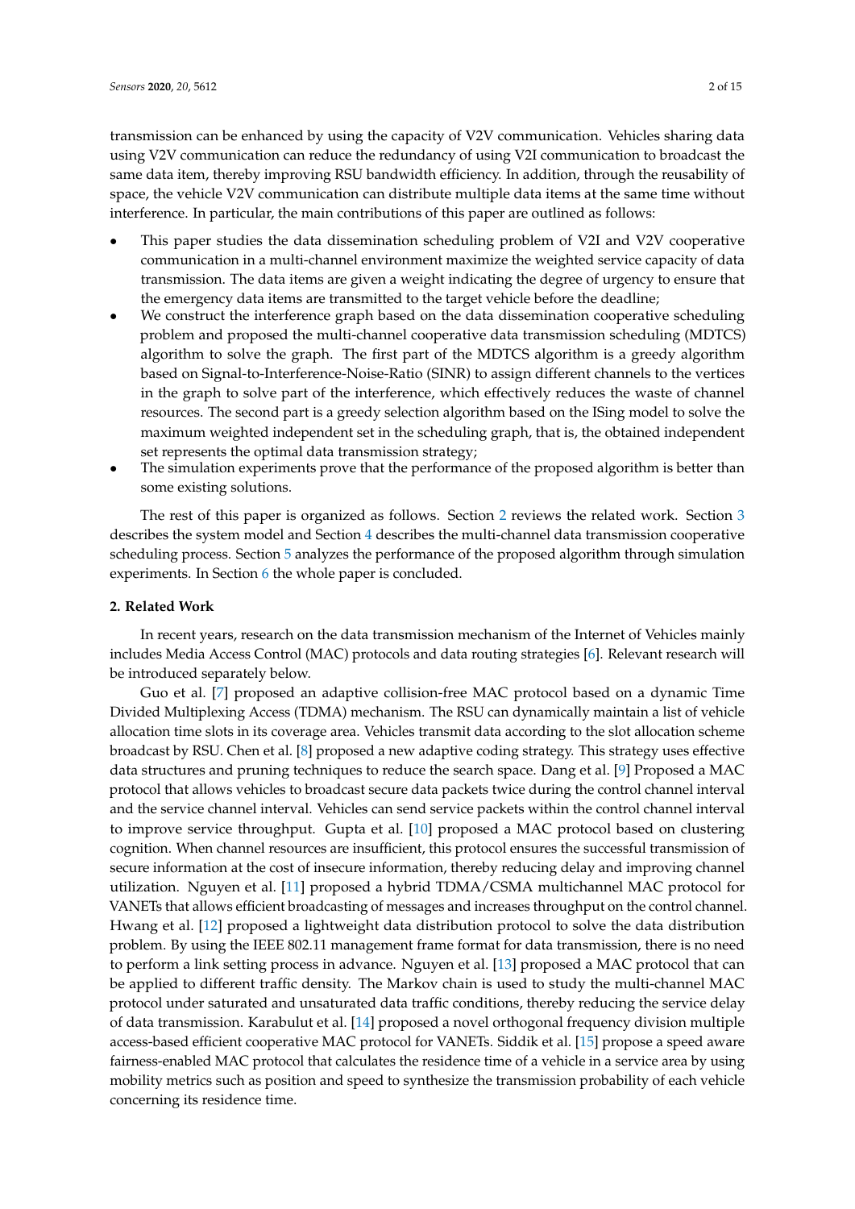transmission can be enhanced by using the capacity of V2V communication. Vehicles sharing data using V2V communication can reduce the redundancy of using V2I communication to broadcast the same data item, thereby improving RSU bandwidth efficiency. In addition, through the reusability of space, the vehicle V2V communication can distribute multiple data items at the same time without interference. In particular, the main contributions of this paper are outlined as follows:

- This paper studies the data dissemination scheduling problem of V2I and V2V cooperative communication in a multi-channel environment maximize the weighted service capacity of data transmission. The data items are given a weight indicating the degree of urgency to ensure that the emergency data items are transmitted to the target vehicle before the deadline;
- We construct the interference graph based on the data dissemination cooperative scheduling problem and proposed the multi-channel cooperative data transmission scheduling (MDTCS) algorithm to solve the graph. The first part of the MDTCS algorithm is a greedy algorithm based on Signal-to-Interference-Noise-Ratio (SINR) to assign different channels to the vertices in the graph to solve part of the interference, which effectively reduces the waste of channel resources. The second part is a greedy selection algorithm based on the ISing model to solve the maximum weighted independent set in the scheduling graph, that is, the obtained independent set represents the optimal data transmission strategy;
- The simulation experiments prove that the performance of the proposed algorithm is better than some existing solutions.

The rest of this paper is organized as follows. Section 2 reviews the related work. Section 3 describes the system model and Section 4 describes the multi-channel data transmission cooperative scheduling process. Section 5 analyzes the performance of the proposed algorithm through simulation experiments. In Section 6 the whole paper is concluded.

## 2. Related Work

In recent years, research on the data transmission mechanism of the Internet of Vehicles mainly includes Media Access Control (MAC) protocols and data routing strategies [6]. Relevant research will be introduced separately below.

Guo et al. [7] proposed an adaptive collision-free MAC protocol based on a dynamic Time Divided Multiplexing Access (TDMA) mechanism. The RSU can dynamically maintain a list of vehicle allocation time slots in its coverage area. Vehicles transmit data according to the slot allocation scheme broadcast by RSU. Chen et al. [8] proposed a new adaptive coding strategy. This strategy uses effective data structures and pruning techniques to reduce the search space. Dang et al. [9] Proposed a MAC protocol that allows vehicles to broadcast secure data packets twice during the control channel interval and the service channel interval. Vehicles can send service packets within the control channel interval to improve service throughput. Gupta et al. [10] proposed a MAC protocol based on clustering cognition. When channel resources are insufficient, this protocol ensures the successful transmission of secure information at the cost of insecure information, thereby reducing delay and improving channel utilization. Nguyen et al. [11] proposed a hybrid TDMA/CSMA multichannel MAC protocol for VANETs that allows efficient broadcasting of messages and increases throughput on the control channel. Hwang et al. [12] proposed a lightweight data distribution protocol to solve the data distribution problem. By using the IEEE 802.11 management frame format for data transmission, there is no need to perform a link setting process in advance. Nguyen et al. [13] proposed a MAC protocol that can be applied to different traffic density. The Markov chain is used to study the multi-channel MAC protocol under saturated and unsaturated data traffic conditions, thereby reducing the service delay of data transmission. Karabulut et al. [14] proposed a novel orthogonal frequency division multiple access-based efficient cooperative MAC protocol for VANETs. Siddik et al. [15] propose a speed aware fairness-enabled MAC protocol that calculates the residence time of a vehicle in a service area by using mobility metrics such as position and speed to synthesize the transmission probability of each vehicle concerning its residence time.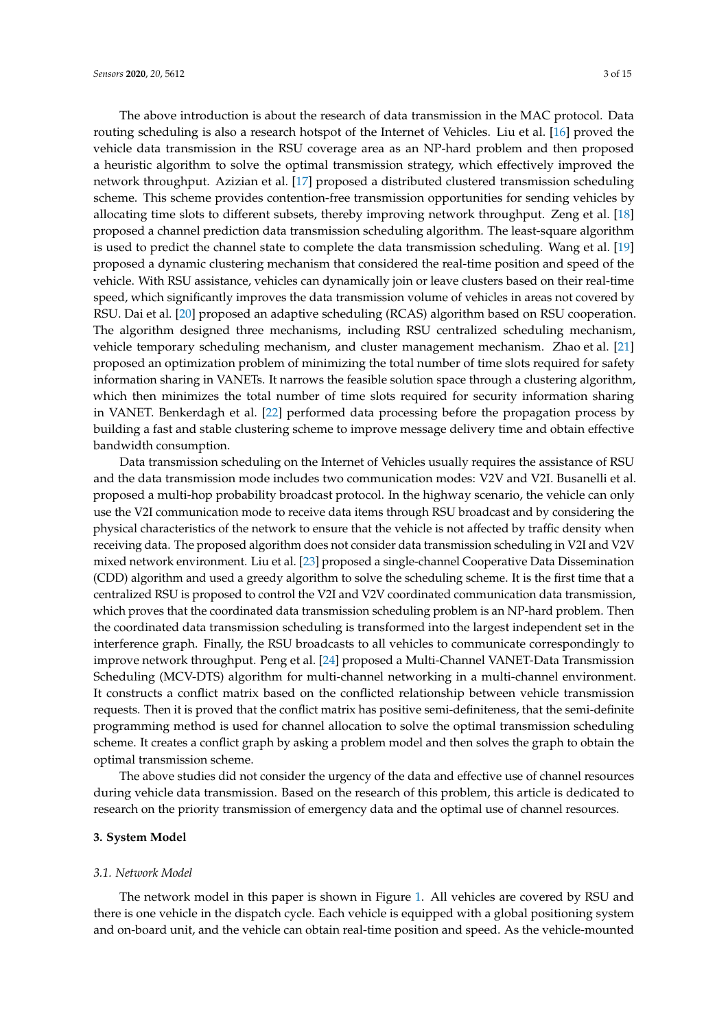The above introduction is about the research of data transmission in the MAC protocol. Data routing scheduling is also a research hotspot of the Internet of Vehicles. Liu et al. [16] proved the vehicle data transmission in the RSU coverage area as an NP-hard problem and then proposed a heuristic algorithm to solve the optimal transmission strategy, which effectively improved the network throughput. Azizian et al. [17] proposed a distributed clustered transmission scheduling scheme. This scheme provides contention-free transmission opportunities for sending vehicles by allocating time slots to different subsets, thereby improving network throughput. Zeng et al. [18] proposed a channel prediction data transmission scheduling algorithm. The least-square algorithm is used to predict the channel state to complete the data transmission scheduling. Wang et al. [19] proposed a dynamic clustering mechanism that considered the real-time position and speed of the vehicle. With RSU assistance, vehicles can dynamically join or leave clusters based on their real-time speed, which significantly improves the data transmission volume of vehicles in areas not covered by RSU. Dai et al. [20] proposed an adaptive scheduling (RCAS) algorithm based on RSU cooperation. The algorithm designed three mechanisms, including RSU centralized scheduling mechanism, vehicle temporary scheduling mechanism, and cluster management mechanism. Zhao et al. [21] proposed an optimization problem of minimizing the total number of time slots required for safety information sharing in VANETs. It narrows the feasible solution space through a clustering algorithm, which then minimizes the total number of time slots required for security information sharing in VANET. Benkerdagh et al. [22] performed data processing before the propagation process by building a fast and stable clustering scheme to improve message delivery time and obtain effective bandwidth consumption.

Data transmission scheduling on the Internet of Vehicles usually requires the assistance of RSU and the data transmission mode includes two communication modes: V2V and V2I. Busanelli et al. proposed a multi-hop probability broadcast protocol. In the highway scenario, the vehicle can only use the V2I communication mode to receive data items through RSU broadcast and by considering the physical characteristics of the network to ensure that the vehicle is not affected by traffic density when receiving data. The proposed algorithm does not consider data transmission scheduling in V2I and V2V mixed network environment. Liu et al. [23] proposed a single-channel Cooperative Data Dissemination (CDD) algorithm and used a greedy algorithm to solve the scheduling scheme. It is the first time that a centralized RSU is proposed to control the V2I and V2V coordinated communication data transmission, which proves that the coordinated data transmission scheduling problem is an NP-hard problem. Then the coordinated data transmission scheduling is transformed into the largest independent set in the interference graph. Finally, the RSU broadcasts to all vehicles to communicate correspondingly to improve network throughput. Peng et al. [24] proposed a Multi-Channel VANET-Data Transmission Scheduling (MCV-DTS) algorithm for multi-channel networking in a multi-channel environment. It constructs a conflict matrix based on the conflicted relationship between vehicle transmission requests. Then it is proved that the conflict matrix has positive semi-definiteness, that the semi-definite programming method is used for channel allocation to solve the optimal transmission scheduling scheme. It creates a conflict graph by asking a problem model and then solves the graph to obtain the optimal transmission scheme.

The above studies did not consider the urgency of the data and effective use of channel resources during vehicle data transmission. Based on the research of this problem, this article is dedicated to research on the priority transmission of emergency data and the optimal use of channel resources.

## 3. System Model

### 3.1. Network Model

The network model in this paper is shown in Figure 1. All vehicles are covered by RSU and there is one vehicle in the dispatch cycle. Each vehicle is equipped with a global positioning system and on-board unit, and the vehicle can obtain real-time position and speed. As the vehicle-mounted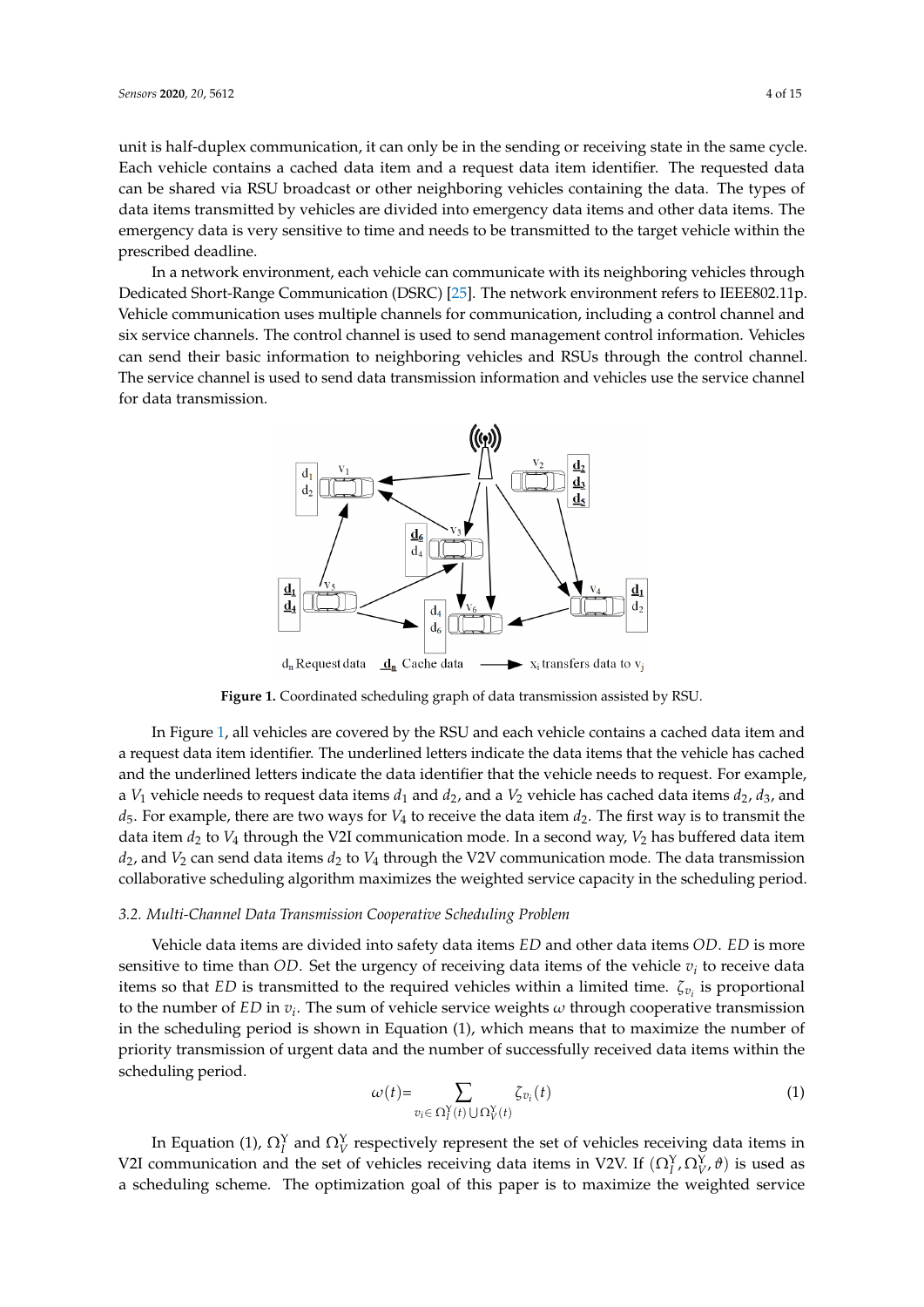unit is half-duplex communication, it can only be in the sending or receiving state in the same cycle. Each vehicle contains a cached data item and a request data item identifier. The requested data can be shared via RSU broadcast or other neighboring vehicles containing the data. The types of data items transmitted by vehicles are divided into emergency data items and other data items. The emergency data is very sensitive to time and needs to be transmitted to the target vehicle within the prescribed deadline.

In a network environment, each vehicle can communicate with its neighboring vehicles through Dedicated Short-Range Communication (DSRC) [25]. The network environment refers to IEEE802.11p. Vehicle communication uses multiple channels for communication, including a control channel and six service channels. The control channel is used to send management control information. Vehicles can send their basic information to neighboring vehicles and RSUs through the control channel. The service channel is used to send data transmission information and vehicles use the service channel for data transmission.

**Figure 1.** Coordinated scheduling graph of data transmission assisted by RSU.

In Figure 1, all vehicles are covered by the RSU and each vehicle contains a cached data item and a request data item identifier. The underlined letters indicate the data items that the vehicle has cached and the underlined letters indicate the data identifier that the vehicle needs to request. For example, a $V_1$ vehicle needs to request data items $d_1$ and $d_2$, and a $V_2$ vehicle has cached data items $d_2$, $d_3$, and $d_5$. For example, there are two ways for $V_4$ to receive the data item $d_2$. The first way is to transmit the data item $d_2$ to $V_4$ through the V2I communication mode. In a second way, $V_2$ has buffered data item $d_2$, and $V_2$ can send data items $d_2$ to $V_4$ through the V2V communication mode. The data transmission collaborative scheduling algorithm maximizes the weighted service capacity in the scheduling period.

### 3.2. Multi-Channel Data Transmission Cooperative Scheduling Problem

Vehicle data items are divided into safety data items $ED$ and other data items $OD$. $ED$ is more sensitive to time than $OD$. Set the urgency of receiving data items of the vehicle $v_i$ to receive data items so that $ED$ is transmitted to the required vehicles within a limited time. $\zeta_{v_i}$ is proportional to the number of $ED$ in $v_i$. The sum of vehicle service weights $\omega$ through cooperative transmission in the scheduling period is shown in Equation (1), which means that to maximize the number of priority transmission of urgent data and the number of successfully received data items within the scheduling period.

$$\omega(t) = \sum_{v_i \in \Omega_I^{\Upsilon}(t) \cup \Omega_V^{\Upsilon}(t)} \zeta_{v_i}(t) \tag{1}$$

In Equation (1), $\Omega_I^{\Upsilon}$ and $\Omega_V^{\Upsilon}$ respectively represent the set of vehicles receiving data items in V2I communication and the set of vehicles receiving data items in V2V. If $(\Omega_I^{\Upsilon}, \Omega_V^{\Upsilon}, \vartheta)$ is used as a scheduling scheme. The optimization goal of this paper is to maximize the weighted service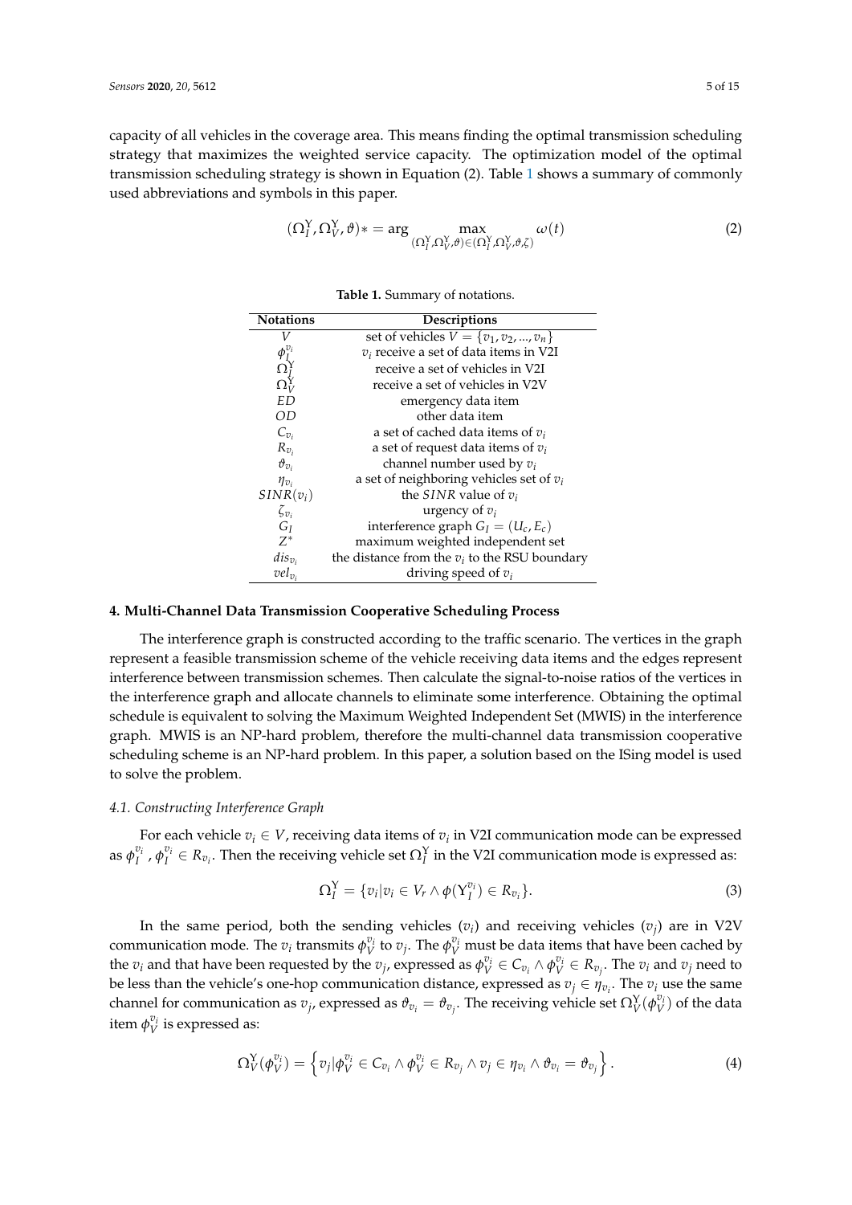capacity of all vehicles in the coverage area. This means finding the optimal transmission scheduling strategy that maximizes the weighted service capacity. The optimization model of the optimal transmission scheduling strategy is shown in Equation (2). Table 1 shows a summary of commonly used abbreviations and symbols in this paper.

$$(\Omega_I^{Y}, \Omega_V^{Y}, \vartheta)* = \arg \max_{(\Omega_I^{Y}, \Omega_V^{Y}, \vartheta) \in (\Omega_I^{Y}, \Omega_V^{Y}, \vartheta, \zeta)} \omega(t) \tag{2}$$

**Table 1.** Summary of notations.

| Notations | Descriptions |
|---|---|
| $V$ | set of vehicles $V = \{v_1, v_2, \ldots, v_n\}$ |
| $\phi_I^{v_i}$ | $v_i$ receive a set of data items in V2I |
| $\Omega_I^{Y}$ | receive a set of vehicles in V2I |
| $\Omega_V^{Y}$ | receive a set of vehicles in V2V |
| $ED$ | emergency data item |
| $OD$ | other data item |
| $C_{v_i}$ | a set of cached data items of $v_i$ |
| $R_{v_i}$ | a set of request data items of $v_i$ |
| $\vartheta_{v_i}$ | channel number used by $v_i$ |
| $\eta_{v_i}$ | a set of neighboring vehicles set of $v_i$ |
| $SINR(v_i)$ | the $SINR$ value of $v_i$ |
| $\zeta_{v_i}$ | urgency of $v_i$ |
| $G_I$ | interference graph $G_I = (U_c, E_c)$ |
| $Z^*$ | maximum weighted independent set |
| $dis_{v_i}$ | the distance from the $v_i$ to the RSU boundary |
| $vel_{v_i}$ | driving speed of $v_i$ |

## 4. Multi-Channel Data Transmission Cooperative Scheduling Process

The interference graph is constructed according to the traffic scenario. The vertices in the graph represent a feasible transmission scheme of the vehicle receiving data items and the edges represent interference between transmission schemes. Then calculate the signal-to-noise ratios of the vertices in the interference graph and allocate channels to eliminate some interference. Obtaining the optimal schedule is equivalent to solving the Maximum Weighted Independent Set (MWIS) in the interference graph. MWIS is an NP-hard problem, therefore the multi-channel data transmission cooperative scheduling scheme is an NP-hard problem. In this paper, a solution based on the ISing model is used to solve the problem.

### *4.1. Constructing Interference Graph*

For each vehicle $v_i \in V$, receiving data items of $v_i$ in V2I communication mode can be expressed as $\phi_I^{v_i}$ , $\phi_I^{v_i} \in R_{v_i}$. Then the receiving vehicle set $\Omega_I^{Y}$ in the V2I communication mode is expressed as:

$$\Omega_I^{Y} = \{v_i | v_i \in V_r \wedge \phi(Y_I^{v_i}) \in R_{v_i}\}. \tag{3}$$

In the same period, both the sending vehicles ($v_i$) and receiving vehicles ($v_j$) are in V2V communication mode. The $v_i$ transmits $\phi_V^{v_i}$ to $v_j$. The $\phi_V^{v_i}$ must be data items that have been cached by the $v_i$ and that have been requested by the $v_j$, expressed as $\phi_V^{v_i} \in C_{v_i} \wedge \phi_V^{v_i} \in R_{v_j}$. The $v_i$ and $v_j$ need to be less than the vehicle's one-hop communication distance, expressed as $v_j \in \eta_{v_i}$. The $v_i$ use the same channel for communication as $v_j$, expressed as $\vartheta_{v_i} = \vartheta_{v_j}$. The receiving vehicle set $\Omega_V^{Y}(\phi_V^{v_i})$ of the data item $\phi_V^{v_i}$ is expressed as:

$$\Omega_V^{Y}(\phi_V^{v_i}) = \left\{ v_j | \phi_V^{v_i} \in C_{v_i} \wedge \phi_V^{v_i} \in R_{v_j} \wedge v_j \in \eta_{v_i} \wedge \vartheta_{v_i} = \vartheta_{v_j} \right\}. \tag{4}$$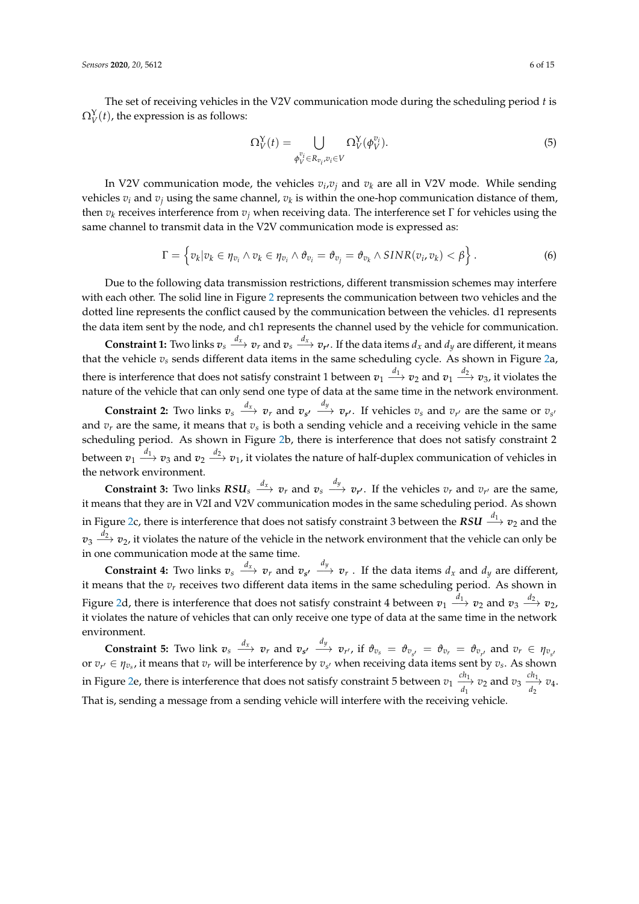The set of receiving vehicles in the V2V communication mode during the scheduling period $t$ is $\Omega_V^Y(t)$, the expression is as follows:

$$\Omega_V^Y(t) = \bigcup_{\phi_V^{v_i} \in R_{v_i}, v_i \in V} \Omega_V^Y(\phi_V^{v_i}). \tag{5}$$

In V2V communication mode, the vehicles $v_i$,$v_j$ and $v_k$ are all in V2V mode. While sending vehicles $v_i$ and $v_j$ using the same channel, $v_k$ is within the one-hop communication distance of them, then $v_k$ receives interference from $v_j$ when receiving data. The interference set $\Gamma$ for vehicles using the same channel to transmit data in the V2V communication mode is expressed as:

$$\Gamma = \left\{ v_k | v_k \in \eta_{v_i} \wedge v_k \in \eta_{v_j} \wedge \vartheta_{v_i} = \vartheta_{v_j} = \vartheta_{v_k} \wedge SINR(v_i, v_k) < \beta \right\}. \tag{6}$$

Due to the following data transmission restrictions, different transmission schemes may interfere with each other. The solid line in Figure 2 represents the communication between two vehicles and the dotted line represents the conflict caused by the communication between the vehicles. d1 represents the data item sent by the node, and ch1 represents the channel used by the vehicle for communication.

**Constraint 1:** Two links $v_s \xrightarrow{d_x} \boldsymbol{v_r}$ and $v_s \xrightarrow{d_x} \boldsymbol{v_{r'}}$. If the data items $d_x$ and $d_y$ are different, it means that the vehicle $v_s$ sends different data items in the same scheduling cycle. As shown in Figure 2a, there is interference that does not satisfy constraint 1 between $\boldsymbol{v_1} \xrightarrow{d_1} \boldsymbol{v_2}$ and $\boldsymbol{v_1} \xrightarrow{d_2} \boldsymbol{v_3}$, it violates the nature of the vehicle that can only send one type of data at the same time in the network environment.

**Constraint 2:** Two links $\boldsymbol{v_s} \xrightarrow{d_x} \boldsymbol{v_r}$ and $\boldsymbol{v_{s'}} \xrightarrow{d_y} \boldsymbol{v_{r'}}$. If vehicles $v_s$ and $v_{r'}$ are the same or $v_{s'}$ and $v_r$ are the same, it means that $v_s$ is both a sending vehicle and a receiving vehicle in the same scheduling period. As shown in Figure 2b, there is interference that does not satisfy constraint 2 between $\boldsymbol{v_1} \xrightarrow{d_1} \boldsymbol{v_3}$ and $\boldsymbol{v_2} \xrightarrow{d_2} \boldsymbol{v_1}$, it violates the nature of half-duplex communication of vehicles in the network environment.

**Constraint 3:** Two links $\boldsymbol{RSU_s} \xrightarrow{d_x} \boldsymbol{v_r}$ and $\boldsymbol{v_s} \xrightarrow{d_y} \boldsymbol{v_{r'}}$. If the vehicles $v_r$ and $v_{r'}$ are the same, it means that they are in V2I and V2V communication modes in the same scheduling period. As shown in Figure 2c, there is interference that does not satisfy constraint 3 between the $\boldsymbol{RSU} \xrightarrow{d_1} \boldsymbol{v_2}$ and the $\boldsymbol{v_3} \xrightarrow{d_2} \boldsymbol{v_2}$, it violates the nature of the vehicle in the network environment that the vehicle can only be in one communication mode at the same time.

**Constraint 4:** Two links $v_s \xrightarrow{d_x} \boldsymbol{v_r}$ and $\boldsymbol{v_{s'}} \xrightarrow{d_y} \boldsymbol{v_r}$ . If the data items $d_x$ and $d_y$ are different, it means that the $v_r$ receives two different data items in the same scheduling period. As shown in Figure 2d, there is interference that does not satisfy constraint 4 between $\boldsymbol{v_1} \xrightarrow{d_1} \boldsymbol{v_2}$ and $\boldsymbol{v_3} \xrightarrow{d_2} \boldsymbol{v_2}$, it violates the nature of vehicles that can only receive one type of data at the same time in the network environment.

**Constraint 5:** Two link $v_s \xrightarrow{d_x} \boldsymbol{v_r}$ and $\boldsymbol{v_{s'}} \xrightarrow{d_y} v_{r'}$, if $\vartheta_{v_s} = \vartheta_{v_{s'}} = \vartheta_{v_r} = \vartheta_{v_{r'}}$ and $v_r \in \eta_{v_{s'}}$ or $v_{r'} \in \eta_{v_s}$, it means that $v_r$ will be interference by $v_{s'}$ when receiving data items sent by $v_s$. As shown in Figure 2e, there is interference that does not satisfy constraint 5 between $v_1 \xrightarrow[d_1]{ch_1} v_2$ and $v_3 \xrightarrow[d_2]{ch_1} v_4$. That is, sending a message from a sending vehicle will interfere with the receiving vehicle.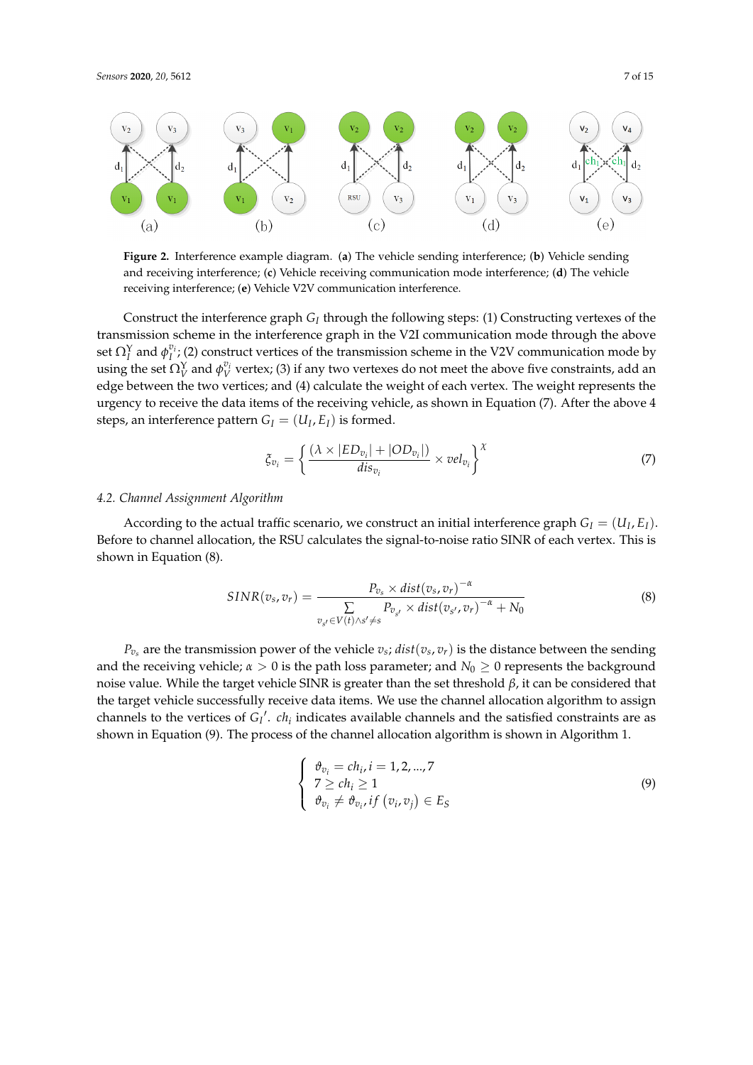**Figure 2.** Interference example diagram. (**a**) The vehicle sending interference; (**b**) Vehicle sending and receiving interference; (**c**) Vehicle receiving communication mode interference; (**d**) The vehicle receiving interference; (**e**) Vehicle V2V communication interference.

Construct the interference graph $G_I$ through the following steps: (1) Constructing vertexes of the transmission scheme in the interference graph in the V2I communication mode through the above set $\Omega_I^Y$ and $\phi_I^{v_i}$; (2) construct vertices of the transmission scheme in the V2V communication mode by using the set $\Omega_V^Y$ and $\phi_V^{v_i}$ vertex; (3) if any two vertexes do not meet the above five constraints, add an edge between the two vertices; and (4) calculate the weight of each vertex. The weight represents the urgency to receive the data items of the receiving vehicle, as shown in Equation (7). After the above 4 steps, an interference pattern $G_I = (U_I, E_I)$ is formed.

$$\xi_{v_i} = \left\{ \frac{(\lambda \times |ED_{v_i}| + |OD_{v_i}|)}{dis_{v_i}} \times vel_{v_i} \right\}^{\chi} \tag{7}$$

### 4.2. Channel Assignment Algorithm

According to the actual traffic scenario, we construct an initial interference graph $G_I = (U_I, E_I)$. Before to channel allocation, the RSU calculates the signal-to-noise ratio SINR of each vertex. This is shown in Equation (8).

$$SINR(v_s, v_r) = \frac{P_{v_s} \times dist(v_s, v_r)^{-\alpha}}{\sum\limits_{v_{s'} \in V(t) \wedge s' \neq s} P_{v_{s'}} \times dist(v_{s'}, v_r)^{-\alpha} + N_0} \tag{8}$$

$P_{v_s}$ are the transmission power of the vehicle $v_s$; $dist(v_s, v_r)$ is the distance between the sending and the receiving vehicle; $\alpha > 0$ is the path loss parameter; and $N_0 \geq 0$ represents the background noise value. While the target vehicle SINR is greater than the set threshold $\beta$, it can be considered that the target vehicle successfully receive data items. We use the channel allocation algorithm to assign channels to the vertices of $G_I{}'$. $ch_i$ indicates available channels and the satisfied constraints are as shown in Equation (9). The process of the channel allocation algorithm is shown in Algorithm 1.

$$\begin{cases} \vartheta_{v_i} = ch_i, i = 1, 2, \ldots, 7 \\ 7 \geq ch_i \geq 1 \\ \vartheta_{v_i} \neq \vartheta_{v_i}, if\ (v_i, v_j) \in E_S \end{cases} \tag{9}$$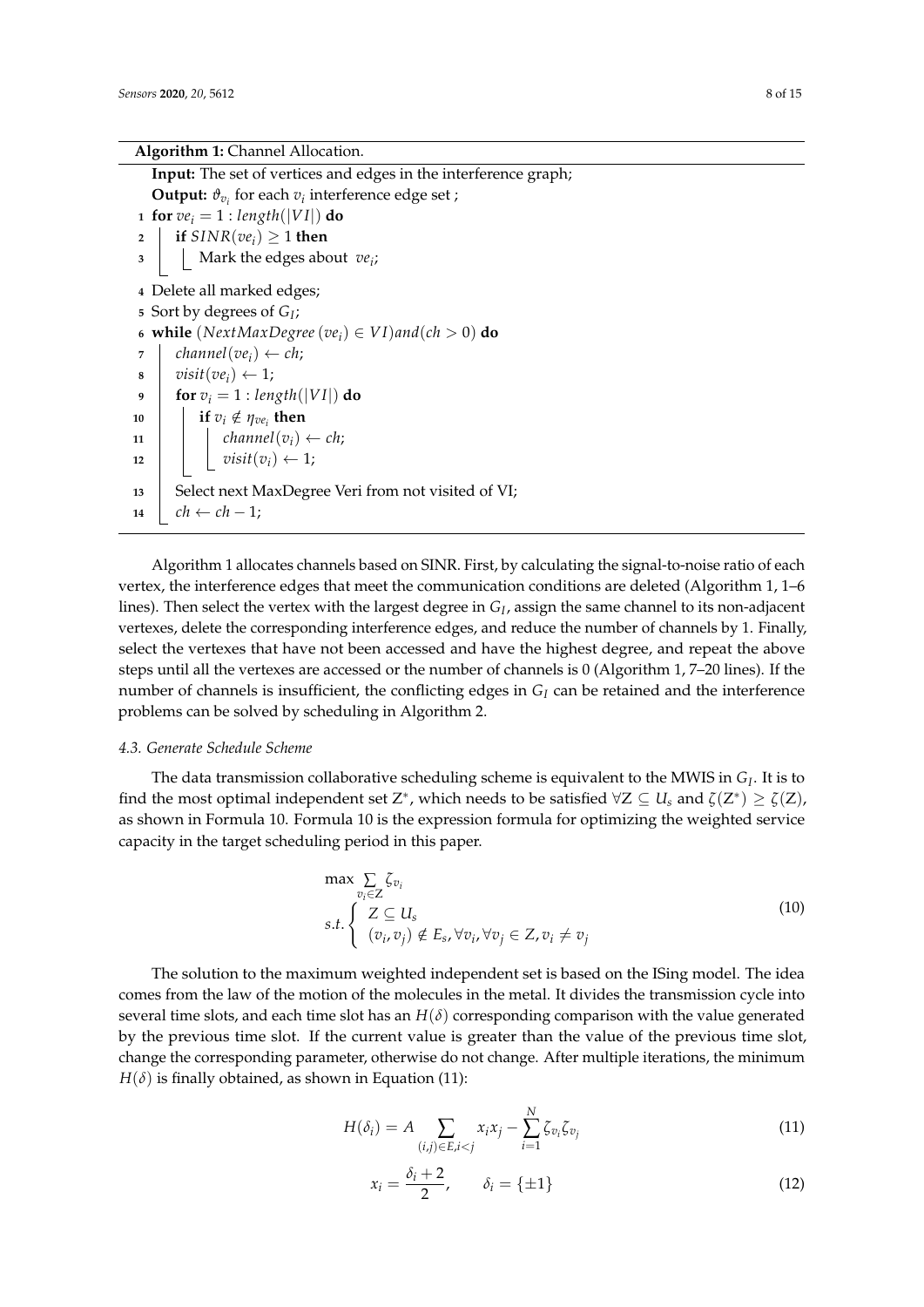**Algorithm 1:** Channel Allocation.

```
Input: The set of vertices and edges in the interference graph;
Output: ϑ_{v_i} for each v_i interference edge set ;
1  for ve_i = 1 : length(|VI|) do
2      if SINR(ve_i) ≥ 1 then
3          Mark the edges about ve_i;
4  Delete all marked edges;
5  Sort by degrees of G_I;
6  while (NextMaxDegree (ve_i) ∈ VI)and(ch > 0) do
7      channel(ve_i) ← ch;
8      visit(ve_i) ← 1;
9      for v_i = 1 : length(|VI|) do
10         if v_i ∉ η_{ve_i} then
11             channel(v_i) ← ch;
12             visit(v_i) ← 1;
13     Select next MaxDegree Veri from not visited of VI;
14     ch ← ch − 1;
```

Algorithm 1 allocates channels based on SINR. First, by calculating the signal-to-noise ratio of each vertex, the interference edges that meet the communication conditions are deleted (Algorithm 1, 1–6 lines). Then select the vertex with the largest degree in $G_I$, assign the same channel to its non-adjacent vertexes, delete the corresponding interference edges, and reduce the number of channels by 1. Finally, select the vertexes that have not been accessed and have the highest degree, and repeat the above steps until all the vertexes are accessed or the number of channels is 0 (Algorithm 1, 7–20 lines). If the number of channels is insufficient, the conflicting edges in $G_I$ can be retained and the interference problems can be solved by scheduling in Algorithm 2.

### 4.3. Generate Schedule Scheme

The data transmission collaborative scheduling scheme is equivalent to the MWIS in $G_I$. It is to find the most optimal independent set $Z^*$, which needs to be satisfied $\forall Z \subseteq U_s$ and $\zeta(Z^*) \geq \zeta(Z)$, as shown in Formula 10. Formula 10 is the expression formula for optimizing the weighted service capacity in the target scheduling period in this paper.

$$\max \sum_{v_i \in Z} \zeta_{v_i}$$
$$s.t. \begin{cases} Z \subseteq U_s \\ (v_i, v_j) \notin E_s, \forall v_i, \forall v_j \in Z, v_i \neq v_j \end{cases} \tag{10}$$

The solution to the maximum weighted independent set is based on the ISing model. The idea comes from the law of the motion of the molecules in the metal. It divides the transmission cycle into several time slots, and each time slot has an $H(\delta)$ corresponding comparison with the value generated by the previous time slot. If the current value is greater than the value of the previous time slot, change the corresponding parameter, otherwise do not change. After multiple iterations, the minimum $H(\delta)$ is finally obtained, as shown in Equation (11):

$$H(\delta_i) = A \sum_{(i,j) \in E, i<j} x_i x_j - \sum_{i=1}^{N} \zeta_{v_i} \zeta_{v_j} \tag{11}$$

$$x_i = \frac{\delta_i + 2}{2}, \qquad \delta_i = \{\pm 1\} \tag{12}$$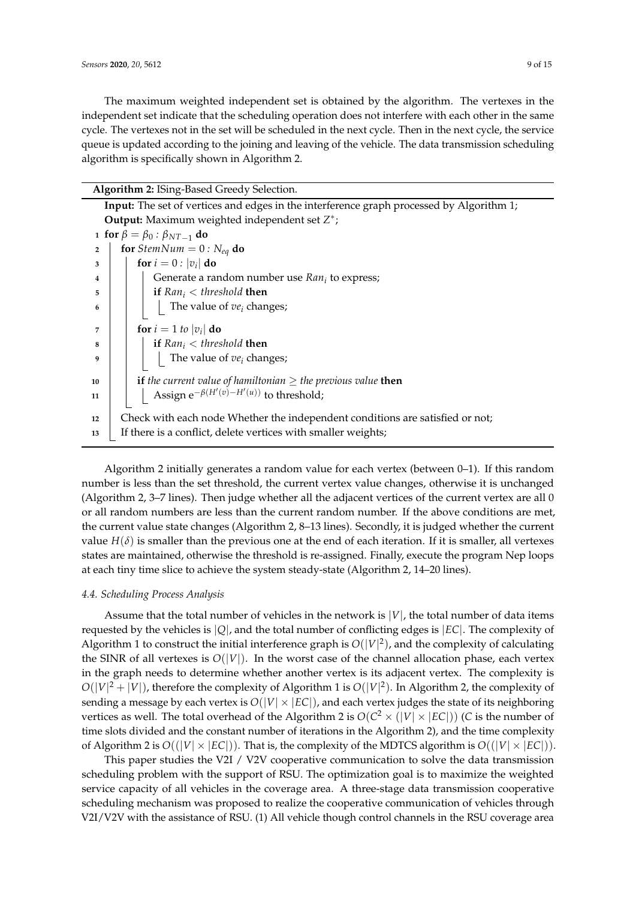The maximum weighted independent set is obtained by the algorithm. The vertexes in the independent set indicate that the scheduling operation does not interfere with each other in the same cycle. The vertexes not in the set will be scheduled in the next cycle. Then in the next cycle, the service queue is updated according to the joining and leaving of the vehicle. The data transmission scheduling algorithm is specifically shown in Algorithm 2.

**Algorithm 2:** ISing-Based Greedy Selection.

**Input:** The set of vertices and edges in the interference graph processed by Algorithm 1;
**Output:** Maximum weighted independent set $Z^*$;

```
1  for β = β_0 : β_{NT−1} do
2      for StemNum = 0 : N_eq do
3          for i = 0 : |v_i| do
4              Generate a random number use Ran_i to express;
5              if Ran_i < threshold then
6                  The value of ve_i changes;
7          for i = 1 to |v_i| do
8              if Ran_i < threshold then
9                  The value of ve_i changes;
10         if the current value of hamiltonian ≥ the previous value then
11             Assign e^{−β(H'(v)−H'(u))} to threshold;
12     Check with each node Whether the independent conditions are satisfied or not;
13     If there is a conflict, delete vertices with smaller weights;
```

Algorithm 2 initially generates a random value for each vertex (between 0–1). If this random number is less than the set threshold, the current vertex value changes, otherwise it is unchanged (Algorithm 2, 3–7 lines). Then judge whether all the adjacent vertices of the current vertex are all 0 or all random numbers are less than the current random number. If the above conditions are met, the current value state changes (Algorithm 2, 8–13 lines). Secondly, it is judged whether the current value $H(\delta)$ is smaller than the previous one at the end of each iteration. If it is smaller, all vertexes states are maintained, otherwise the threshold is re-assigned. Finally, execute the program Nep loops at each tiny time slice to achieve the system steady-state (Algorithm 2, 14–20 lines).

### *4.4. Scheduling Process Analysis*

Assume that the total number of vehicles in the network is $|V|$, the total number of data items requested by the vehicles is $|Q|$, and the total number of conflicting edges is $|EC|$. The complexity of Algorithm 1 to construct the initial interference graph is $O(|V|^2)$, and the complexity of calculating the SINR of all vertexes is $O(|V|)$. In the worst case of the channel allocation phase, each vertex in the graph needs to determine whether another vertex is its adjacent vertex. The complexity is $O(|V|^2 + |V|)$, therefore the complexity of Algorithm 1 is $O(|V|^2)$. In Algorithm 2, the complexity of sending a message by each vertex is $O(|V| \times |EC|)$, and each vertex judges the state of its neighboring vertices as well. The total overhead of the Algorithm 2 is $O(C^2 \times (|V| \times |EC|))$ ($C$ is the number of time slots divided and the constant number of iterations in the Algorithm 2), and the time complexity of Algorithm 2 is $O((|V| \times |EC|))$. That is, the complexity of the MDTCS algorithm is $O((|V| \times |EC|))$.

This paper studies the V2I / V2V cooperative communication to solve the data transmission scheduling problem with the support of RSU. The optimization goal is to maximize the weighted service capacity of all vehicles in the coverage area. A three-stage data transmission cooperative scheduling mechanism was proposed to realize the cooperative communication of vehicles through V2I/V2V with the assistance of RSU. (1) All vehicle though control channels in the RSU coverage area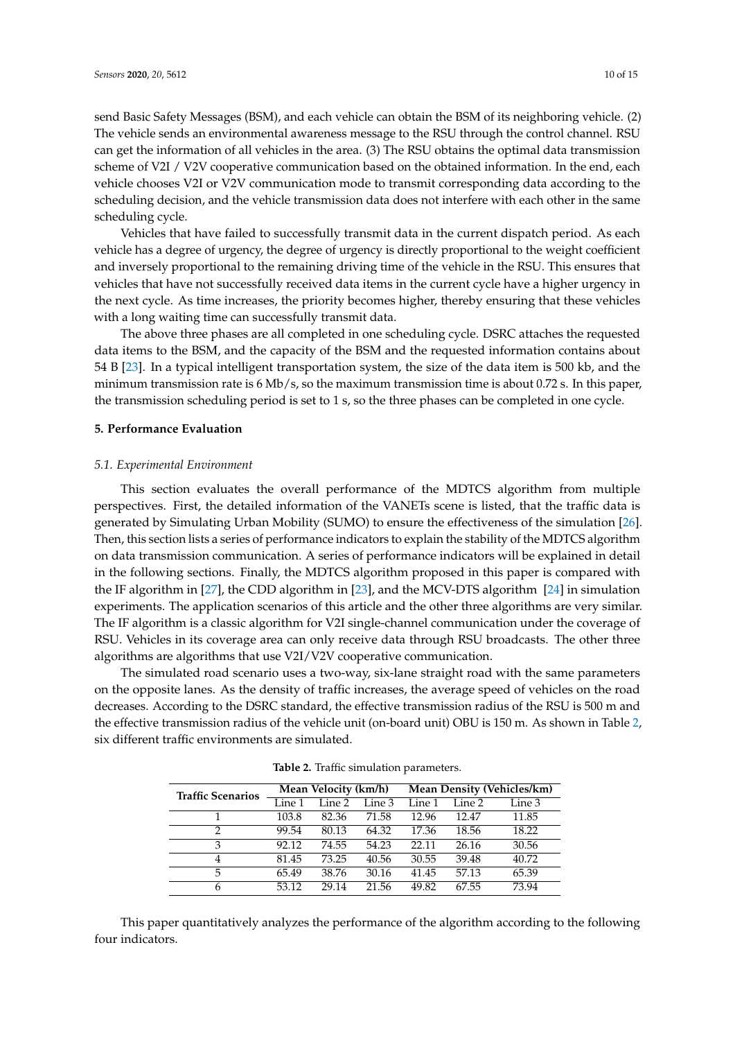send Basic Safety Messages (BSM), and each vehicle can obtain the BSM of its neighboring vehicle. (2) The vehicle sends an environmental awareness message to the RSU through the control channel. RSU can get the information of all vehicles in the area. (3) The RSU obtains the optimal data transmission scheme of V2I / V2V cooperative communication based on the obtained information. In the end, each vehicle chooses V2I or V2V communication mode to transmit corresponding data according to the scheduling decision, and the vehicle transmission data does not interfere with each other in the same scheduling cycle.

Vehicles that have failed to successfully transmit data in the current dispatch period. As each vehicle has a degree of urgency, the degree of urgency is directly proportional to the weight coefficient and inversely proportional to the remaining driving time of the vehicle in the RSU. This ensures that vehicles that have not successfully received data items in the current cycle have a higher urgency in the next cycle. As time increases, the priority becomes higher, thereby ensuring that these vehicles with a long waiting time can successfully transmit data.

The above three phases are all completed in one scheduling cycle. DSRC attaches the requested data items to the BSM, and the capacity of the BSM and the requested information contains about 54 B [23]. In a typical intelligent transportation system, the size of the data item is 500 kb, and the minimum transmission rate is 6 Mb/s, so the maximum transmission time is about 0.72 s. In this paper, the transmission scheduling period is set to 1 s, so the three phases can be completed in one cycle.

## 5. Performance Evaluation

### 5.1. Experimental Environment

This section evaluates the overall performance of the MDTCS algorithm from multiple perspectives. First, the detailed information of the VANETs scene is listed, that the traffic data is generated by Simulating Urban Mobility (SUMO) to ensure the effectiveness of the simulation [26]. Then, this section lists a series of performance indicators to explain the stability of the MDTCS algorithm on data transmission communication. A series of performance indicators will be explained in detail in the following sections. Finally, the MDTCS algorithm proposed in this paper is compared with the IF algorithm in [27], the CDD algorithm in [23], and the MCV-DTS algorithm [24] in simulation experiments. The application scenarios of this article and the other three algorithms are very similar. The IF algorithm is a classic algorithm for V2I single-channel communication under the coverage of RSU. Vehicles in its coverage area can only receive data through RSU broadcasts. The other three algorithms are algorithms that use V2I/V2V cooperative communication.

The simulated road scenario uses a two-way, six-lane straight road with the same parameters on the opposite lanes. As the density of traffic increases, the average speed of vehicles on the road decreases. According to the DSRC standard, the effective transmission radius of the RSU is 500 m and the effective transmission radius of the vehicle unit (on-board unit) OBU is 150 m. As shown in Table 2, six different traffic environments are simulated.

**Table 2.** Traffic simulation parameters.

| Traffic Scenarios | Mean Velocity (km/h) | | | Mean Density (Vehicles/km) | | |
|---|---|---|---|---|---|---|
| | Line 1 | Line 2 | Line 3 | Line 1 | Line 2 | Line 3 |
| 1 | 103.8 | 82.36 | 71.58 | 12.96 | 12.47 | 11.85 |
| 2 | 99.54 | 80.13 | 64.32 | 17.36 | 18.56 | 18.22 |
| 3 | 92.12 | 74.55 | 54.23 | 22.11 | 26.16 | 30.56 |
| 4 | 81.45 | 73.25 | 40.56 | 30.55 | 39.48 | 40.72 |
| 5 | 65.49 | 38.76 | 30.16 | 41.45 | 57.13 | 65.39 |
| 6 | 53.12 | 29.14 | 21.56 | 49.82 | 67.55 | 73.94 |

This paper quantitatively analyzes the performance of the algorithm according to the following four indicators.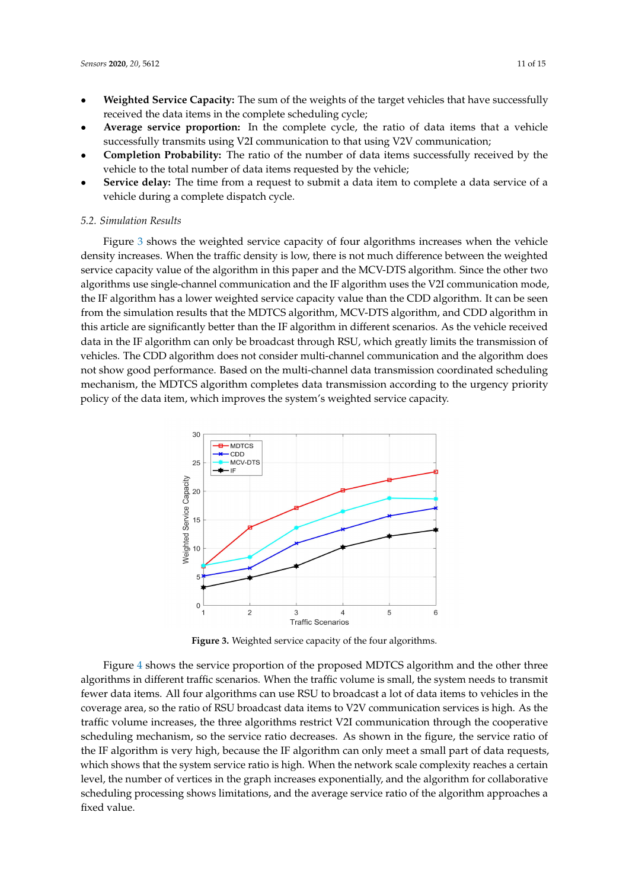- **Weighted Service Capacity:** The sum of the weights of the target vehicles that have successfully received the data items in the complete scheduling cycle;
- **Average service proportion:** In the complete cycle, the ratio of data items that a vehicle successfully transmits using V2I communication to that using V2V communication;
- **Completion Probability:** The ratio of the number of data items successfully received by the vehicle to the total number of data items requested by the vehicle;
- **Service delay:** The time from a request to submit a data item to complete a data service of a vehicle during a complete dispatch cycle.

### 5.2. Simulation Results

Figure 3 shows the weighted service capacity of four algorithms increases when the vehicle density increases. When the traffic density is low, there is not much difference between the weighted service capacity value of the algorithm in this paper and the MCV-DTS algorithm. Since the other two algorithms use single-channel communication and the IF algorithm uses the V2I communication mode, the IF algorithm has a lower weighted service capacity value than the CDD algorithm. It can be seen from the simulation results that the MDTCS algorithm, MCV-DTS algorithm, and CDD algorithm in this article are significantly better than the IF algorithm in different scenarios. As the vehicle received data in the IF algorithm can only be broadcast through RSU, which greatly limits the transmission of vehicles. The CDD algorithm does not consider multi-channel communication and the algorithm does not show good performance. Based on the multi-channel data transmission coordinated scheduling mechanism, the MDTCS algorithm completes data transmission according to the urgency priority policy of the data item, which improves the system's weighted service capacity.

**Figure 3.** Weighted service capacity of the four algorithms.

Figure 4 shows the service proportion of the proposed MDTCS algorithm and the other three algorithms in different traffic scenarios. When the traffic volume is small, the system needs to transmit fewer data items. All four algorithms can use RSU to broadcast a lot of data items to vehicles in the coverage area, so the ratio of RSU broadcast data items to V2V communication services is high. As the traffic volume increases, the three algorithms restrict V2I communication through the cooperative scheduling mechanism, so the service ratio decreases. As shown in the figure, the service ratio of the IF algorithm is very high, because the IF algorithm can only meet a small part of data requests, which shows that the system service ratio is high. When the network scale complexity reaches a certain level, the number of vertices in the graph increases exponentially, and the algorithm for collaborative scheduling processing shows limitations, and the average service ratio of the algorithm approaches a fixed value.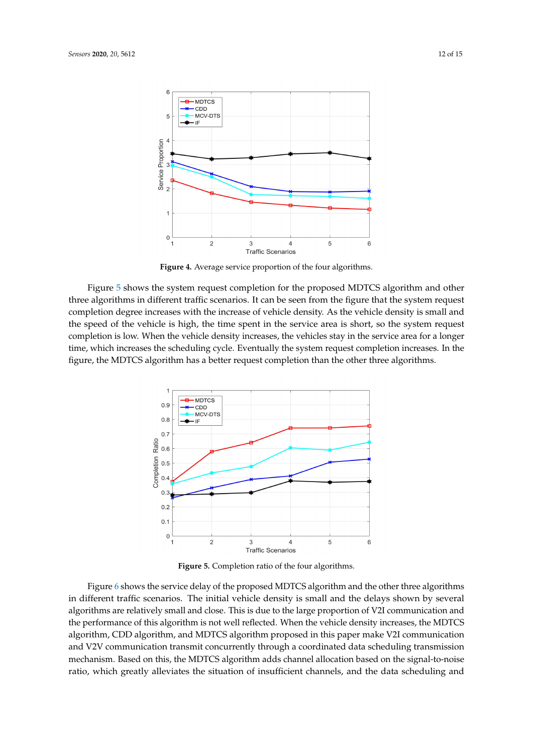**Figure 4.** Average service proportion of the four algorithms.

Figure 5 shows the system request completion for the proposed MDTCS algorithm and other three algorithms in different traffic scenarios. It can be seen from the figure that the system request completion degree increases with the increase of vehicle density. As the vehicle density is small and the speed of the vehicle is high, the time spent in the service area is short, so the system request completion is low. When the vehicle density increases, the vehicles stay in the service area for a longer time, which increases the scheduling cycle. Eventually the system request completion increases. In the figure, the MDTCS algorithm has a better request completion than the other three algorithms.

**Figure 5.** Completion ratio of the four algorithms.

Figure 6 shows the service delay of the proposed MDTCS algorithm and the other three algorithms in different traffic scenarios. The initial vehicle density is small and the delays shown by several algorithms are relatively small and close. This is due to the large proportion of V2I communication and the performance of this algorithm is not well reflected. When the vehicle density increases, the MDTCS algorithm, CDD algorithm, and MDTCS algorithm proposed in this paper make V2I communication and V2V communication transmit concurrently through a coordinated data scheduling transmission mechanism. Based on this, the MDTCS algorithm adds channel allocation based on the signal-to-noise ratio, which greatly alleviates the situation of insufficient channels, and the data scheduling and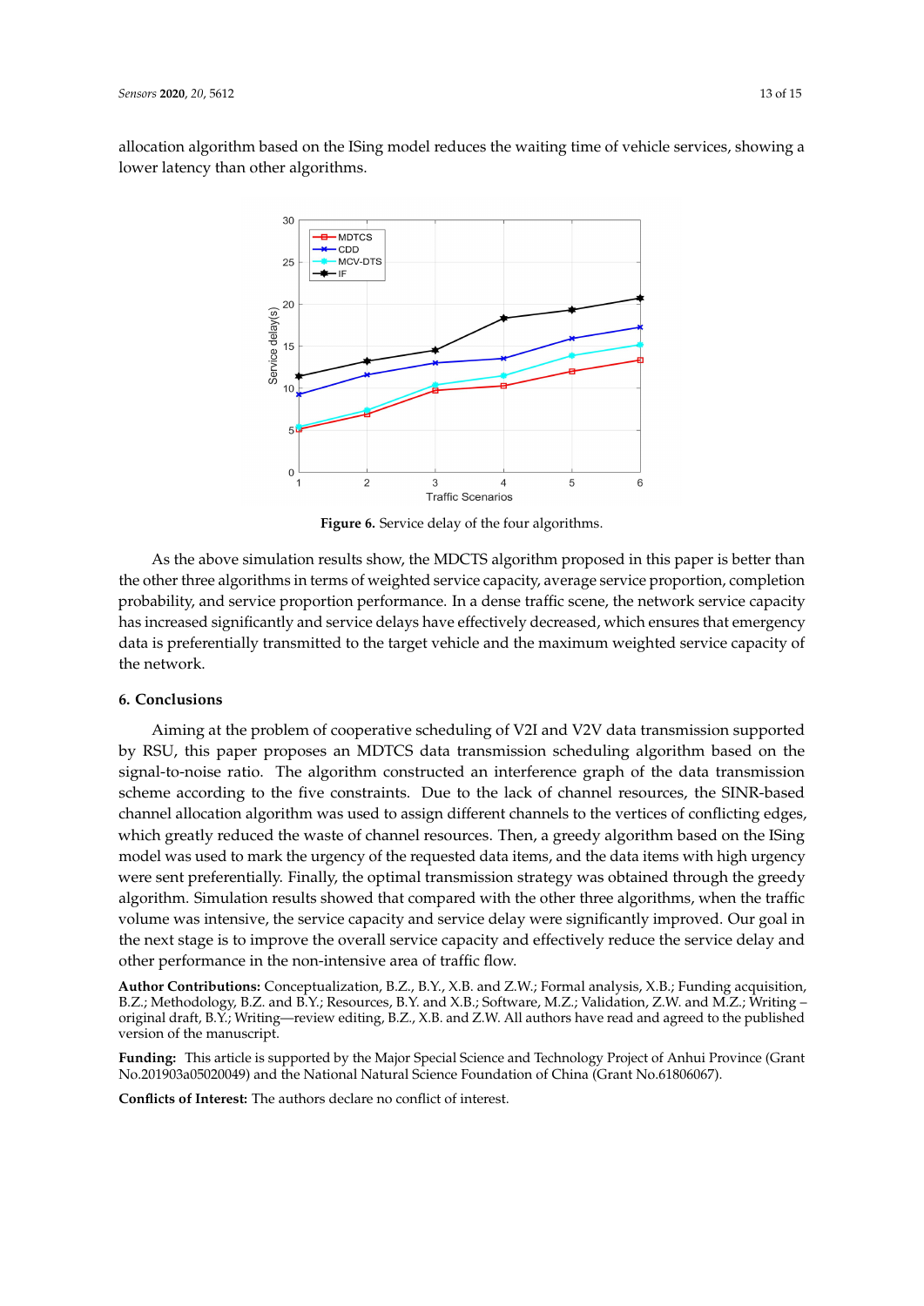allocation algorithm based on the ISing model reduces the waiting time of vehicle services, showing a lower latency than other algorithms.

**Figure 6.** Service delay of the four algorithms.

As the above simulation results show, the MDCTS algorithm proposed in this paper is better than the other three algorithms in terms of weighted service capacity, average service proportion, completion probability, and service proportion performance. In a dense traffic scene, the network service capacity has increased significantly and service delays have effectively decreased, which ensures that emergency data is preferentially transmitted to the target vehicle and the maximum weighted service capacity of the network.

## 6. Conclusions

Aiming at the problem of cooperative scheduling of V2I and V2V data transmission supported by RSU, this paper proposes an MDTCS data transmission scheduling algorithm based on the signal-to-noise ratio. The algorithm constructed an interference graph of the data transmission scheme according to the five constraints. Due to the lack of channel resources, the SINR-based channel allocation algorithm was used to assign different channels to the vertices of conflicting edges, which greatly reduced the waste of channel resources. Then, a greedy algorithm based on the ISing model was used to mark the urgency of the requested data items, and the data items with high urgency were sent preferentially. Finally, the optimal transmission strategy was obtained through the greedy algorithm. Simulation results showed that compared with the other three algorithms, when the traffic volume was intensive, the service capacity and service delay were significantly improved. Our goal in the next stage is to improve the overall service capacity and effectively reduce the service delay and other performance in the non-intensive area of traffic flow.

**Author Contributions:** Conceptualization, B.Z., B.Y., X.B. and Z.W.; Formal analysis, X.B.; Funding acquisition, B.Z.; Methodology, B.Z. and B.Y.; Resources, B.Y. and X.B.; Software, M.Z.; Validation, Z.W. and M.Z.; Writing – original draft, B.Y.; Writing—review editing, B.Z., X.B. and Z.W. All authors have read and agreed to the published version of the manuscript.

**Funding:** This article is supported by the Major Special Science and Technology Project of Anhui Province (Grant No.201903a05020049) and the National Natural Science Foundation of China (Grant No.61806067).

**Conflicts of Interest:** The authors declare no conflict of interest.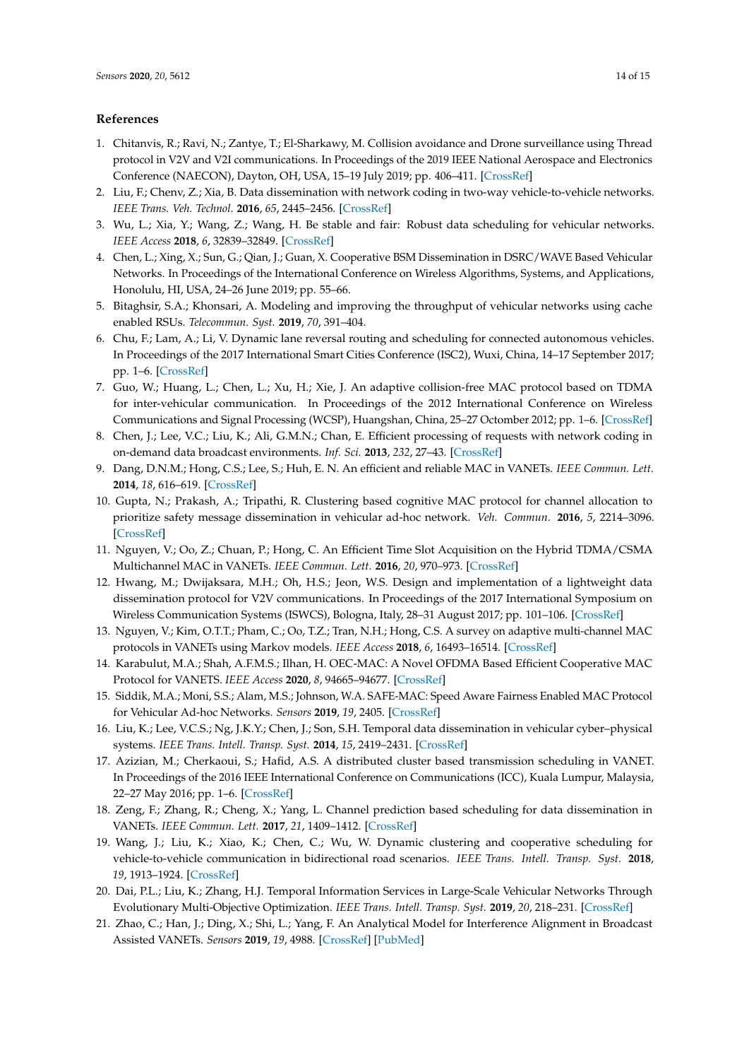## References

1. Chitanvis, R.; Ravi, N.; Zantye, T.; El-Sharkawy, M. Collision avoidance and Drone surveillance using Thread protocol in V2V and V2I communications. In Proceedings of the 2019 IEEE National Aerospace and Electronics Conference (NAECON), Dayton, OH, USA, 15–19 July 2019; pp. 406–411. [CrossRef]
2. Liu, F.; Chenv, Z.; Xia, B. Data dissemination with network coding in two-way vehicle-to-vehicle networks. *IEEE Trans. Veh. Technol.* **2016**, *65*, 2445–2456. [CrossRef]
3. Wu, L.; Xia, Y.; Wang, Z.; Wang, H. Be stable and fair: Robust data scheduling for vehicular networks. *IEEE Access* **2018**, *6*, 32839–32849. [CrossRef]
4. Chen, L.; Xing, X.; Sun, G.; Qian, J.; Guan, X. Cooperative BSM Dissemination in DSRC/WAVE Based Vehicular Networks. In Proceedings of the International Conference on Wireless Algorithms, Systems, and Applications, Honolulu, HI, USA, 24–26 June 2019; pp. 55–66.
5. Bitaghsir, S.A.; Khonsari, A. Modeling and improving the throughput of vehicular networks using cache enabled RSUs. *Telecommun. Syst.* **2019**, *70*, 391–404.
6. Chu, F.; Lam, A.; Li, V. Dynamic lane reversal routing and scheduling for connected autonomous vehicles. In Proceedings of the 2017 International Smart Cities Conference (ISC2), Wuxi, China, 14–17 September 2017; pp. 1–6. [CrossRef]
7. Guo, W.; Huang, L.; Chen, L.; Xu, H.; Xie, J. An adaptive collision-free MAC protocol based on TDMA for inter-vehicular communication. In Proceedings of the 2012 International Conference on Wireless Communications and Signal Processing (WCSP), Huangshan, China, 25–27 October 2012; pp. 1–6. [CrossRef]
8. Chen, J.; Lee, V.C.; Liu, K.; Ali, G.M.N.; Chan, E. Efficient processing of requests with network coding in on-demand data broadcast environments. *Inf. Sci.* **2013**, *232*, 27–43. [CrossRef]
9. Dang, D.N.M.; Hong, C.S.; Lee, S.; Huh, E. N. An efficient and reliable MAC in VANETs. *IEEE Commun. Lett.* **2014**, *18*, 616–619. [CrossRef]
10. Gupta, N.; Prakash, A.; Tripathi, R. Clustering based cognitive MAC protocol for channel allocation to prioritize safety message dissemination in vehicular ad-hoc network. *Veh. Commun.* **2016**, *5*, 2214–3096. [CrossRef]
11. Nguyen, V.; Oo, Z.; Chuan, P.; Hong, C. An Efficient Time Slot Acquisition on the Hybrid TDMA/CSMA Multichannel MAC in VANETs. *IEEE Commun. Lett.* **2016**, *20*, 970–973. [CrossRef]
12. Hwang, M.; Dwijaksara, M.H.; Oh, H.S.; Jeon, W.S. Design and implementation of a lightweight data dissemination protocol for V2V communications. In Proceedings of the 2017 International Symposium on Wireless Communication Systems (ISWCS), Bologna, Italy, 28–31 August 2017; pp. 101–106. [CrossRef]
13. Nguyen, V.; Kim, O.T.T.; Pham, C.; Oo, T.Z.; Tran, N.H.; Hong, C.S. A survey on adaptive multi-channel MAC protocols in VANETs using Markov models. *IEEE Access* **2018**, *6*, 16493–16514. [CrossRef]
14. Karabulut, M.A.; Shah, A.F.M.S.; Ilhan, H. OEC-MAC: A Novel OFDMA Based Efficient Cooperative MAC Protocol for VANETS. *IEEE Access* **2020**, *8*, 94665–94677. [CrossRef]
15. Siddik, M.A.; Moni, S.S.; Alam, M.S.; Johnson, W.A. SAFE-MAC: Speed Aware Fairness Enabled MAC Protocol for Vehicular Ad-hoc Networks. *Sensors* **2019**, *19*, 2405. [CrossRef]
16. Liu, K.; Lee, V.C.S.; Ng, J.K.Y.; Chen, J.; Son, S.H. Temporal data dissemination in vehicular cyber–physical systems. *IEEE Trans. Intell. Transp. Syst.* **2014**, *15*, 2419–2431. [CrossRef]
17. Azizian, M.; Cherkaoui, S.; Hafid, A.S. A distributed cluster based transmission scheduling in VANET. In Proceedings of the 2016 IEEE International Conference on Communications (ICC), Kuala Lumpur, Malaysia, 22–27 May 2016; pp. 1–6. [CrossRef]
18. Zeng, F.; Zhang, R.; Cheng, X.; Yang, L. Channel prediction based scheduling for data dissemination in VANETs. *IEEE Commun. Lett.* **2017**, *21*, 1409–1412. [CrossRef]
19. Wang, J.; Liu, K.; Xiao, K.; Chen, C.; Wu, W. Dynamic clustering and cooperative scheduling for vehicle-to-vehicle communication in bidirectional road scenarios. *IEEE Trans. Intell. Transp. Syst.* **2018**, *19*, 1913–1924. [CrossRef]
20. Dai, P.L.; Liu, K.; Zhang, H.J. Temporal Information Services in Large-Scale Vehicular Networks Through Evolutionary Multi-Objective Optimization. *IEEE Trans. Intell. Transp. Syst.* **2019**, *20*, 218–231. [CrossRef]
21. Zhao, C.; Han, J.; Ding, X.; Shi, L.; Yang, F. An Analytical Model for Interference Alignment in Broadcast Assisted VANETs. *Sensors* **2019**, *19*, 4988. [CrossRef] [PubMed]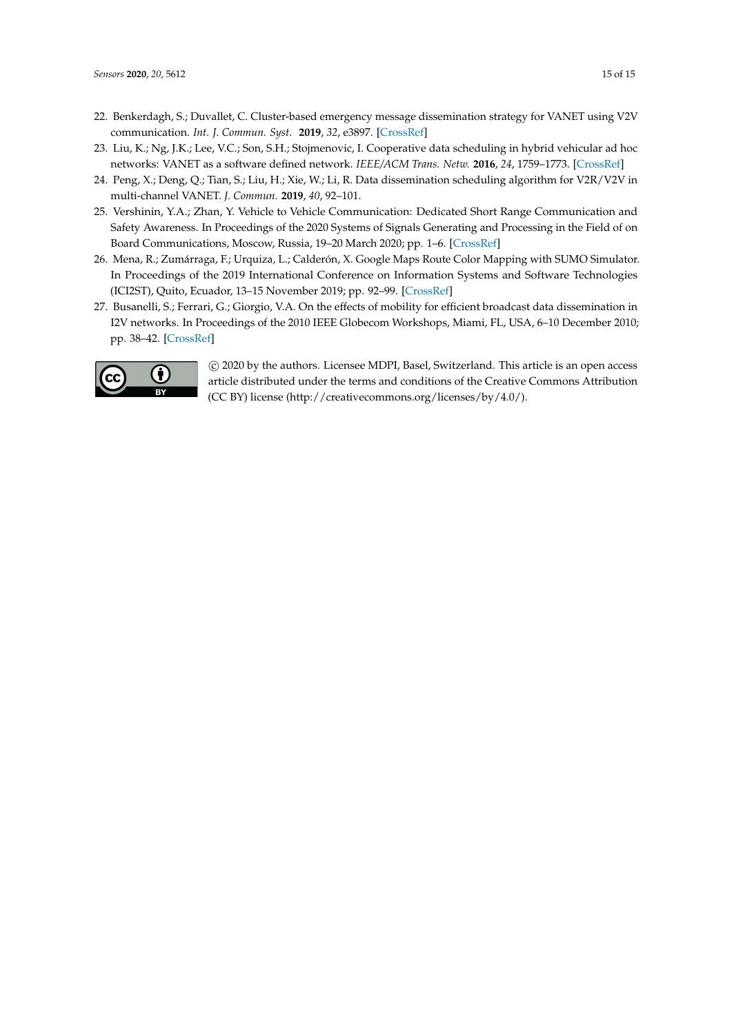22. Benkerdagh, S.; Duvallet, C. Cluster-based emergency message dissemination strategy for VANET using V2V communication. *Int. J. Commun. Syst.* **2019**, *32*, e3897. [CrossRef]
23. Liu, K.; Ng, J.K.; Lee, V.C.; Son, S.H.; Stojmenovic, I. Cooperative data scheduling in hybrid vehicular ad hoc networks: VANET as a software defined network. *IEEE/ACM Trans. Netw.* **2016**, *24*, 1759–1773. [CrossRef]
24. Peng, X.; Deng, Q.; Tian, S.; Liu, H.; Xie, W.; Li, R. Data dissemination scheduling algorithm for V2R/V2V in multi-channel VANET. *J. Commun.* **2019**, *40*, 92–101.
25. Vershinin, Y.A.; Zhan, Y. Vehicle to Vehicle Communication: Dedicated Short Range Communication and Safety Awareness. In Proceedings of the 2020 Systems of Signals Generating and Processing in the Field of on Board Communications, Moscow, Russia, 19–20 March 2020; pp. 1–6. [CrossRef]
26. Mena, R.; Zumárraga, F.; Urquiza, L.; Calderón, X. Google Maps Route Color Mapping with SUMO Simulator. In Proceedings of the 2019 International Conference on Information Systems and Software Technologies (ICI2ST), Quito, Ecuador, 13–15 November 2019; pp. 92–99. [CrossRef]
27. Busanelli, S.; Ferrari, G.; Giorgio, V.A. On the effects of mobility for efficient broadcast data dissemination in I2V networks. In Proceedings of the 2010 IEEE Globecom Workshops, Miami, FL, USA, 6–10 December 2010; pp. 38–42. [CrossRef]

© 2020 by the authors. Licensee MDPI, Basel, Switzerland. This article is an open access article distributed under the terms and conditions of the Creative Commons Attribution (CC BY) license (http://creativecommons.org/licenses/by/4.0/).